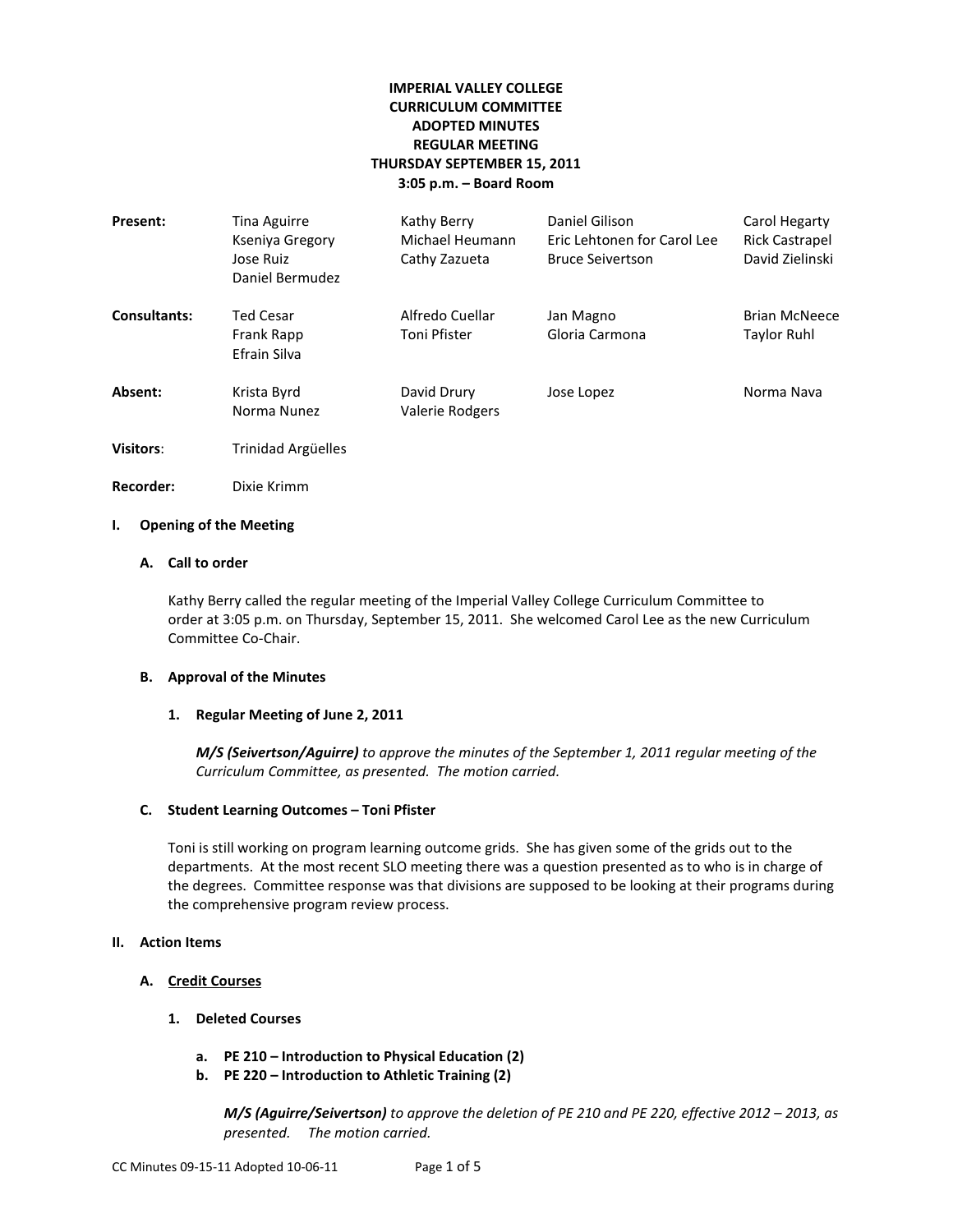**IMPERIAL VALLEY COLLEGE**
**CURRICULUM COMMITTEE**
**ADOPTED MINUTES**
**REGULAR MEETING**
**THURSDAY SEPTEMBER 15, 2011**
**3:05 p.m. – Board Room**

| | | | | |
|---|---|---|---|---|
| **Present:** | Tina Aguirre | Kathy Berry | Daniel Gilison | Carol Hegarty |
| | Kseniya Gregory | Michael Heumann | Eric Lehtonen for Carol Lee | Rick Castrapel |
| | Jose Ruiz | Cathy Zazueta | Bruce Seivertson | David Zielinski |
| | Daniel Bermudez | | | |
| **Consultants:** | Ted Cesar | Alfredo Cuellar | Jan Magno | Brian McNeece |
| | Frank Rapp | Toni Pfister | Gloria Carmona | Taylor Ruhl |
| | Efrain Silva | | | |
| **Absent:** | Krista Byrd | David Drury | Jose Lopez | Norma Nava |
| | Norma Nunez | Valerie Rodgers | | |
| **Visitors**: | Trinidad Argüelles | | | |
| **Recorder:** | Dixie Krimm | | | |

## I. Opening of the Meeting

### A. Call to order

Kathy Berry called the regular meeting of the Imperial Valley College Curriculum Committee to order at 3:05 p.m. on Thursday, September 15, 2011. She welcomed Carol Lee as the new Curriculum Committee Co-Chair.

### B. Approval of the Minutes

#### 1. Regular Meeting of June 2, 2011

***M/S (Seivertson/Aguirre)*** *to approve the minutes of the September 1, 2011 regular meeting of the Curriculum Committee, as presented. The motion carried.*

### C. Student Learning Outcomes – Toni Pfister

Toni is still working on program learning outcome grids. She has given some of the grids out to the departments. At the most recent SLO meeting there was a question presented as to who is in charge of the degrees. Committee response was that divisions are supposed to be looking at their programs during the comprehensive program review process.

## II. Action Items

### A. Credit Courses

#### 1. Deleted Courses

**a. PE 210 – Introduction to Physical Education (2)**
**b. PE 220 – Introduction to Athletic Training (2)**

***M/S (Aguirre/Seivertson)*** *to approve the deletion of PE 210 and PE 220, effective 2012 – 2013, as presented. The motion carried.*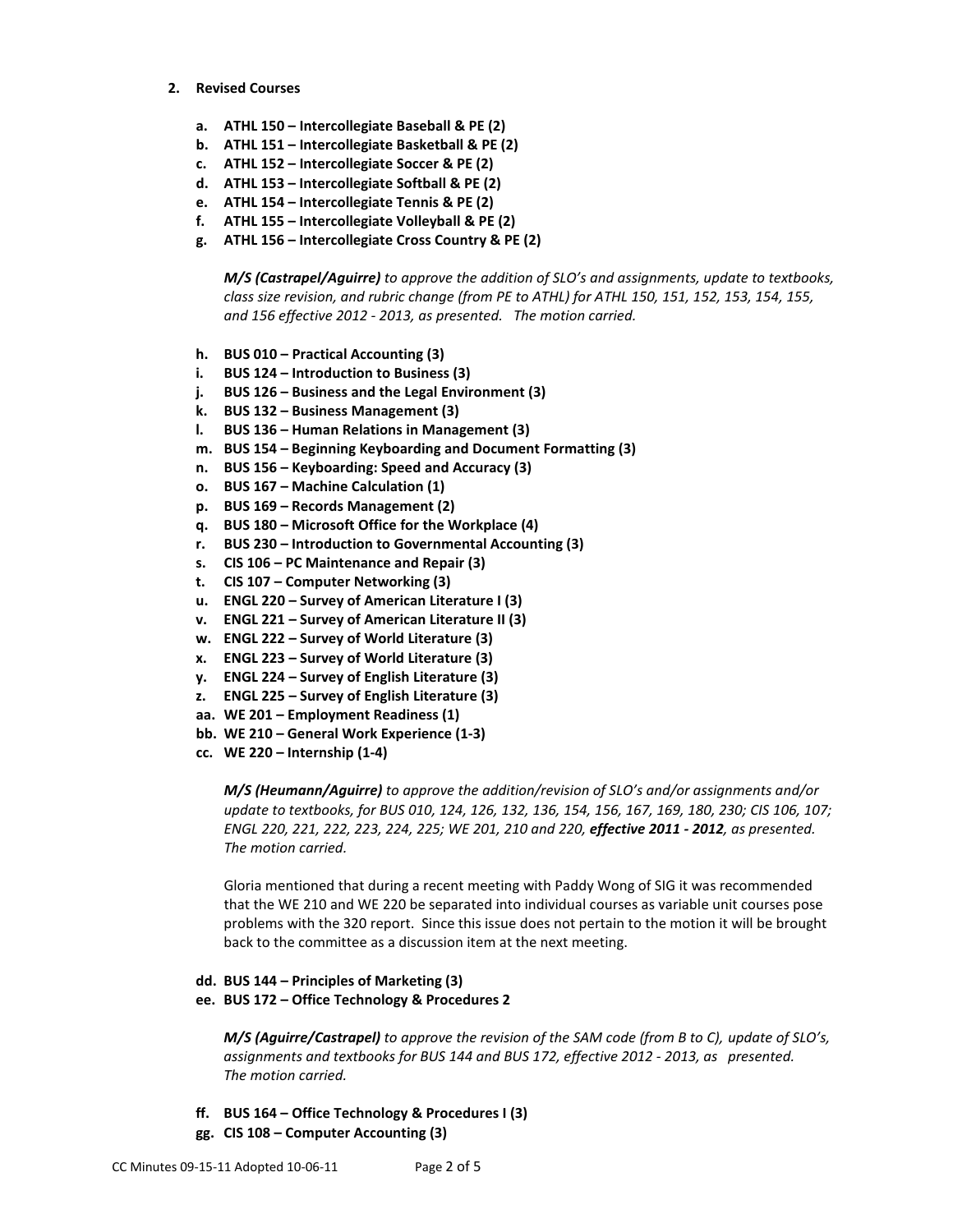2. **Revised Courses**

   a. **ATHL 150 – Intercollegiate Baseball & PE (2)**
   b. **ATHL 151 – Intercollegiate Basketball & PE (2)**
   c. **ATHL 152 – Intercollegiate Soccer & PE (2)**
   d. **ATHL 153 – Intercollegiate Softball & PE (2)**
   e. **ATHL 154 – Intercollegiate Tennis & PE (2)**
   f. **ATHL 155 – Intercollegiate Volleyball & PE (2)**
   g. **ATHL 156 – Intercollegiate Cross Country & PE (2)**

   ***M/S (Castrapel/Aguirre)*** *to approve the addition of SLO's and assignments, update to textbooks, class size revision, and rubric change (from PE to ATHL) for ATHL 150, 151, 152, 153, 154, 155, and 156 effective 2012 - 2013, as presented. The motion carried.*

   h. **BUS 010 – Practical Accounting (3)**
   i. **BUS 124 – Introduction to Business (3)**
   j. **BUS 126 – Business and the Legal Environment (3)**
   k. **BUS 132 – Business Management (3)**
   l. **BUS 136 – Human Relations in Management (3)**
   m. **BUS 154 – Beginning Keyboarding and Document Formatting (3)**
   n. **BUS 156 – Keyboarding: Speed and Accuracy (3)**
   o. **BUS 167 – Machine Calculation (1)**
   p. **BUS 169 – Records Management (2)**
   q. **BUS 180 – Microsoft Office for the Workplace (4)**
   r. **BUS 230 – Introduction to Governmental Accounting (3)**
   s. **CIS 106 – PC Maintenance and Repair (3)**
   t. **CIS 107 – Computer Networking (3)**
   u. **ENGL 220 – Survey of American Literature I (3)**
   v. **ENGL 221 – Survey of American Literature II (3)**
   w. **ENGL 222 – Survey of World Literature (3)**
   x. **ENGL 223 – Survey of World Literature (3)**
   y. **ENGL 224 – Survey of English Literature (3)**
   z. **ENGL 225 – Survey of English Literature (3)**
   aa. **WE 201 – Employment Readiness (1)**
   bb. **WE 210 – General Work Experience (1-3)**
   cc. **WE 220 – Internship (1-4)**

   ***M/S (Heumann/Aguirre)*** *to approve the addition/revision of SLO's and/or assignments and/or update to textbooks, for BUS 010, 124, 126, 132, 136, 154, 156, 167, 169, 180, 230; CIS 106, 107; ENGL 220, 221, 222, 223, 224, 225; WE 201, 210 and 220,* ***effective 2011 - 2012****, as presented. The motion carried.*

   Gloria mentioned that during a recent meeting with Paddy Wong of SIG it was recommended that the WE 210 and WE 220 be separated into individual courses as variable unit courses pose problems with the 320 report. Since this issue does not pertain to the motion it will be brought back to the committee as a discussion item at the next meeting.

   dd. **BUS 144 – Principles of Marketing (3)**
   ee. **BUS 172 – Office Technology & Procedures 2**

   ***M/S (Aguirre/Castrapel)*** *to approve the revision of the SAM code (from B to C), update of SLO's, assignments and textbooks for BUS 144 and BUS 172, effective 2012 - 2013, as presented. The motion carried.*

   ff. **BUS 164 – Office Technology & Procedures I (3)**
   gg. **CIS 108 – Computer Accounting (3)**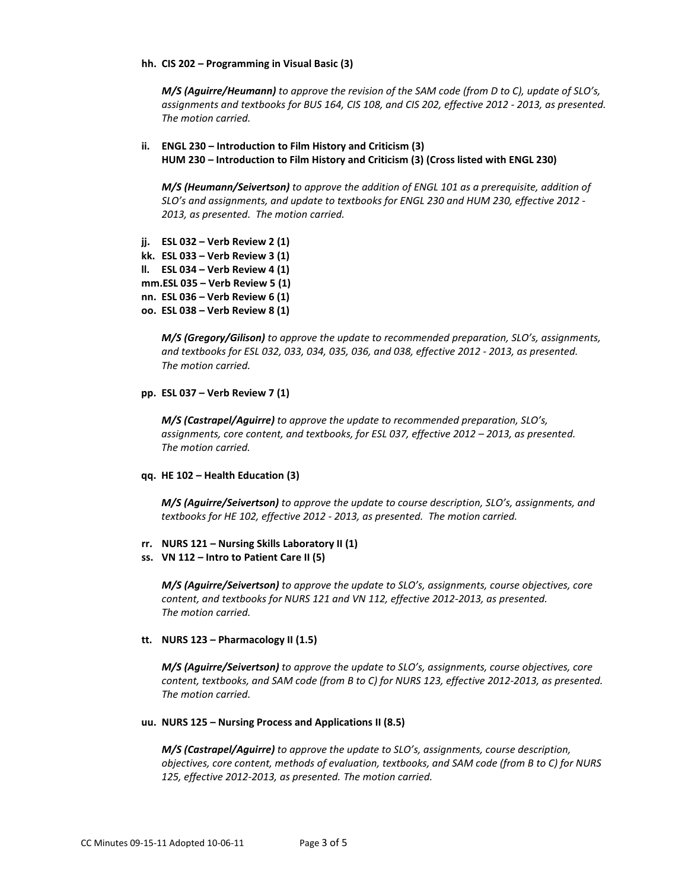**hh. CIS 202 – Programming in Visual Basic (3)**

> ***M/S (Aguirre/Heumann)*** *to approve the revision of the SAM code (from D to C), update of SLO's, assignments and textbooks for BUS 164, CIS 108, and CIS 202, effective 2012 - 2013, as presented. The motion carried.*

**ii. ENGL 230 – Introduction to Film History and Criticism (3)**
**HUM 230 – Introduction to Film History and Criticism (3) (Cross listed with ENGL 230)**

> ***M/S (Heumann/Seivertson)*** *to approve the addition of ENGL 101 as a prerequisite, addition of SLO's and assignments, and update to textbooks for ENGL 230 and HUM 230, effective 2012 - 2013, as presented. The motion carried.*

**jj. ESL 032 – Verb Review 2 (1)**
**kk. ESL 033 – Verb Review 3 (1)**
**ll. ESL 034 – Verb Review 4 (1)**
**mm. ESL 035 – Verb Review 5 (1)**
**nn. ESL 036 – Verb Review 6 (1)**
**oo. ESL 038 – Verb Review 8 (1)**

> ***M/S (Gregory/Gilison)*** *to approve the update to recommended preparation, SLO's, assignments, and textbooks for ESL 032, 033, 034, 035, 036, and 038, effective 2012 - 2013, as presented. The motion carried.*

**pp. ESL 037 – Verb Review 7 (1)**

> ***M/S (Castrapel/Aguirre)*** *to approve the update to recommended preparation, SLO's, assignments, core content, and textbooks, for ESL 037, effective 2012 – 2013, as presented. The motion carried.*

**qq. HE 102 – Health Education (3)**

> ***M/S (Aguirre/Seivertson)*** *to approve the update to course description, SLO's, assignments, and textbooks for HE 102, effective 2012 - 2013, as presented. The motion carried.*

**rr. NURS 121 – Nursing Skills Laboratory II (1)**
**ss. VN 112 – Intro to Patient Care II (5)**

> ***M/S (Aguirre/Seivertson)*** *to approve the update to SLO's, assignments, course objectives, core content, and textbooks for NURS 121 and VN 112, effective 2012-2013, as presented. The motion carried.*

**tt. NURS 123 – Pharmacology II (1.5)**

> ***M/S (Aguirre/Seivertson)*** *to approve the update to SLO's, assignments, course objectives, core content, textbooks, and SAM code (from B to C) for NURS 123, effective 2012-2013, as presented. The motion carried.*

**uu. NURS 125 – Nursing Process and Applications II (8.5)**

> ***M/S (Castrapel/Aguirre)*** *to approve the update to SLO's, assignments, course description, objectives, core content, methods of evaluation, textbooks, and SAM code (from B to C) for NURS 125, effective 2012-2013, as presented. The motion carried.*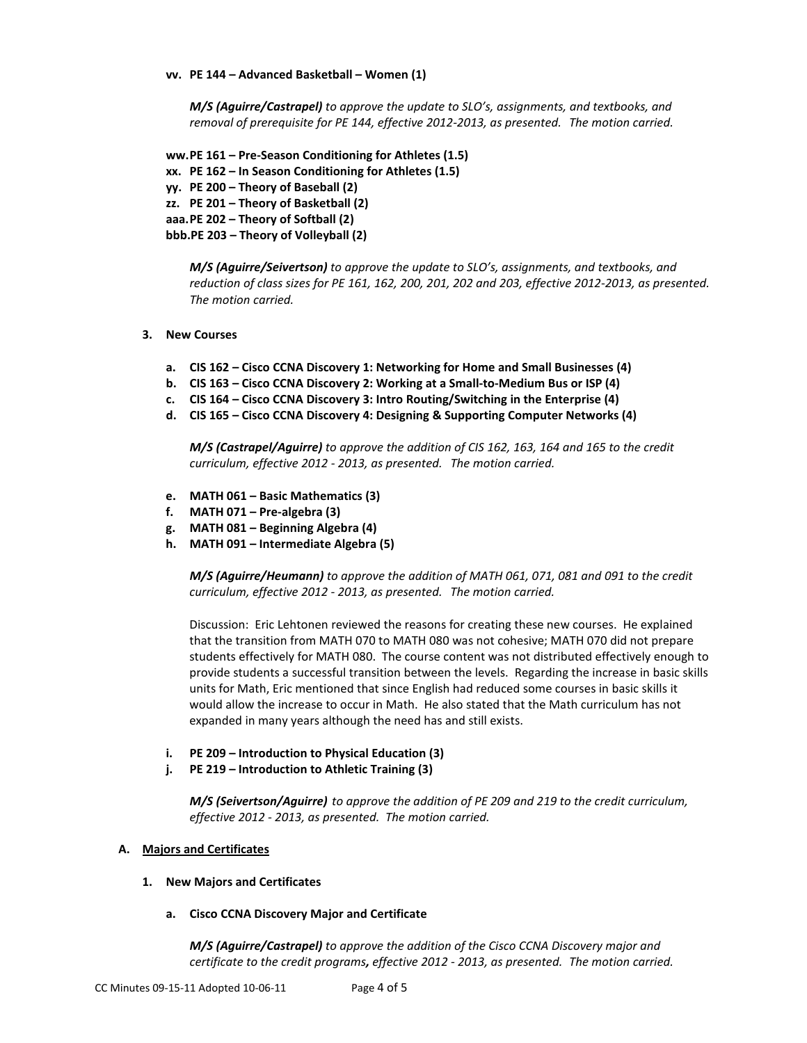**vv. PE 144 – Advanced Basketball – Women (1)**

***M/S (Aguirre/Castrapel)*** *to approve the update to SLO's, assignments, and textbooks, and removal of prerequisite for PE 144, effective 2012-2013, as presented. The motion carried.*

**ww. PE 161 – Pre-Season Conditioning for Athletes (1.5)**
**xx. PE 162 – In Season Conditioning for Athletes (1.5)**
**yy. PE 200 – Theory of Baseball (2)**
**zz. PE 201 – Theory of Basketball (2)**
**aaa. PE 202 – Theory of Softball (2)**
**bbb. PE 203 – Theory of Volleyball (2)**

***M/S (Aguirre/Seivertson)*** *to approve the update to SLO's, assignments, and textbooks, and reduction of class sizes for PE 161, 162, 200, 201, 202 and 203, effective 2012-2013, as presented. The motion carried.*

**3. New Courses**

**a. CIS 162 – Cisco CCNA Discovery 1: Networking for Home and Small Businesses (4)**
**b. CIS 163 – Cisco CCNA Discovery 2: Working at a Small-to-Medium Bus or ISP (4)**
**c. CIS 164 – Cisco CCNA Discovery 3: Intro Routing/Switching in the Enterprise (4)**
**d. CIS 165 – Cisco CCNA Discovery 4: Designing & Supporting Computer Networks (4)**

***M/S (Castrapel/Aguirre)*** *to approve the addition of CIS 162, 163, 164 and 165 to the credit curriculum, effective 2012 - 2013, as presented. The motion carried.*

**e. MATH 061 – Basic Mathematics (3)**
**f. MATH 071 – Pre-algebra (3)**
**g. MATH 081 – Beginning Algebra (4)**
**h. MATH 091 – Intermediate Algebra (5)**

***M/S (Aguirre/Heumann)*** *to approve the addition of MATH 061, 071, 081 and 091 to the credit curriculum, effective 2012 - 2013, as presented. The motion carried.*

Discussion: Eric Lehtonen reviewed the reasons for creating these new courses. He explained that the transition from MATH 070 to MATH 080 was not cohesive; MATH 070 did not prepare students effectively for MATH 080. The course content was not distributed effectively enough to provide students a successful transition between the levels. Regarding the increase in basic skills units for Math, Eric mentioned that since English had reduced some courses in basic skills it would allow the increase to occur in Math. He also stated that the Math curriculum has not expanded in many years although the need has and still exists.

**i. PE 209 – Introduction to Physical Education (3)**
**j. PE 219 – Introduction to Athletic Training (3)**

***M/S (Seivertson/Aguirre)*** *to approve the addition of PE 209 and 219 to the credit curriculum, effective 2012 - 2013, as presented. The motion carried.*

**A. <u>Majors and Certificates</u>**

**1. New Majors and Certificates**

**a. Cisco CCNA Discovery Major and Certificate**

***M/S (Aguirre/Castrapel)*** *to approve the addition of the Cisco CCNA Discovery major and certificate to the credit programs**,** effective 2012 - 2013, as presented. The motion carried.*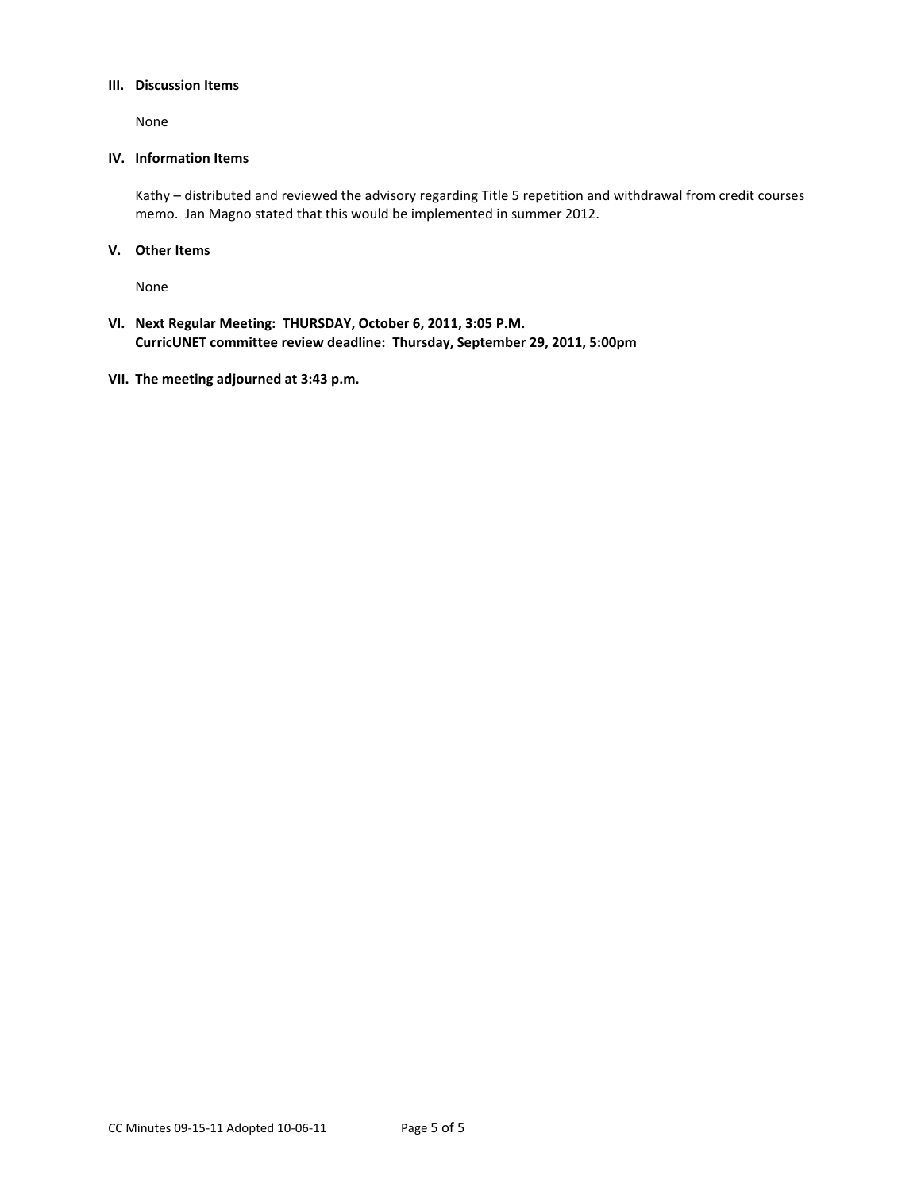**III. Discussion Items**

None

**IV. Information Items**

Kathy – distributed and reviewed the advisory regarding Title 5 repetition and withdrawal from credit courses memo. Jan Magno stated that this would be implemented in summer 2012.

**V. Other Items**

None

**VI. Next Regular Meeting: THURSDAY, October 6, 2011, 3:05 P.M.**
**CurricUNET committee review deadline: Thursday, September 29, 2011, 5:00pm**

**VII. The meeting adjourned at 3:43 p.m.**